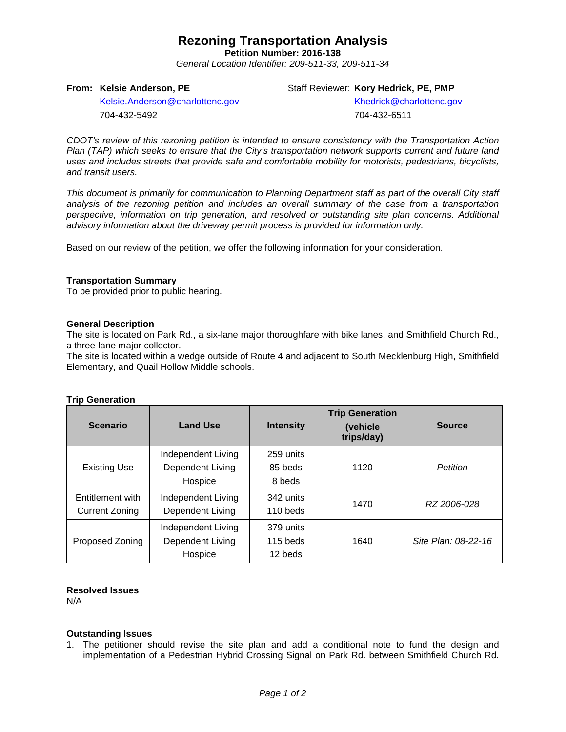# Rezoning Transportation Analysis

**Petition Number: 2016-138**

*General Location Identifier: 209-511-33, 209-511-34*

**From: Kelsie Anderson, PE**
Kelsie.Anderson@charlottenc.gov
704-432-5492

Staff Reviewer: **Kory Hedrick, PE, PMP**
Khedrick@charlottenc.gov
704-432-6511

*CDOT's review of this rezoning petition is intended to ensure consistency with the Transportation Action Plan (TAP) which seeks to ensure that the City's transportation network supports current and future land uses and includes streets that provide safe and comfortable mobility for motorists, pedestrians, bicyclists, and transit users.*

*This document is primarily for communication to Planning Department staff as part of the overall City staff analysis of the rezoning petition and includes an overall summary of the case from a transportation perspective, information on trip generation, and resolved or outstanding site plan concerns. Additional advisory information about the driveway permit process is provided for information only.*

Based on our review of the petition, we offer the following information for your consideration.

**Transportation Summary**
To be provided prior to public hearing.

**General Description**
The site is located on Park Rd., a six-lane major thoroughfare with bike lanes, and Smithfield Church Rd., a three-lane major collector.
The site is located within a wedge outside of Route 4 and adjacent to South Mecklenburg High, Smithfield Elementary, and Quail Hollow Middle schools.

**Trip Generation**

| Scenario | Land Use | Intensity | Trip Generation (vehicle trips/day) | Source |
|---|---|---|---|---|
| Existing Use | Independent Living<br>Dependent Living<br>Hospice | 259 units<br>85 beds<br>8 beds | 1120 | *Petition* |
| Entitlement with Current Zoning | Independent Living<br>Dependent Living | 342 units<br>110 beds | 1470 | *RZ 2006-028* |
| Proposed Zoning | Independent Living<br>Dependent Living<br>Hospice | 379 units<br>115 beds<br>12 beds | 1640 | *Site Plan: 08-22-16* |

**Resolved Issues**
N/A

**Outstanding Issues**

1. The petitioner should revise the site plan and add a conditional note to fund the design and implementation of a Pedestrian Hybrid Crossing Signal on Park Rd. between Smithfield Church Rd.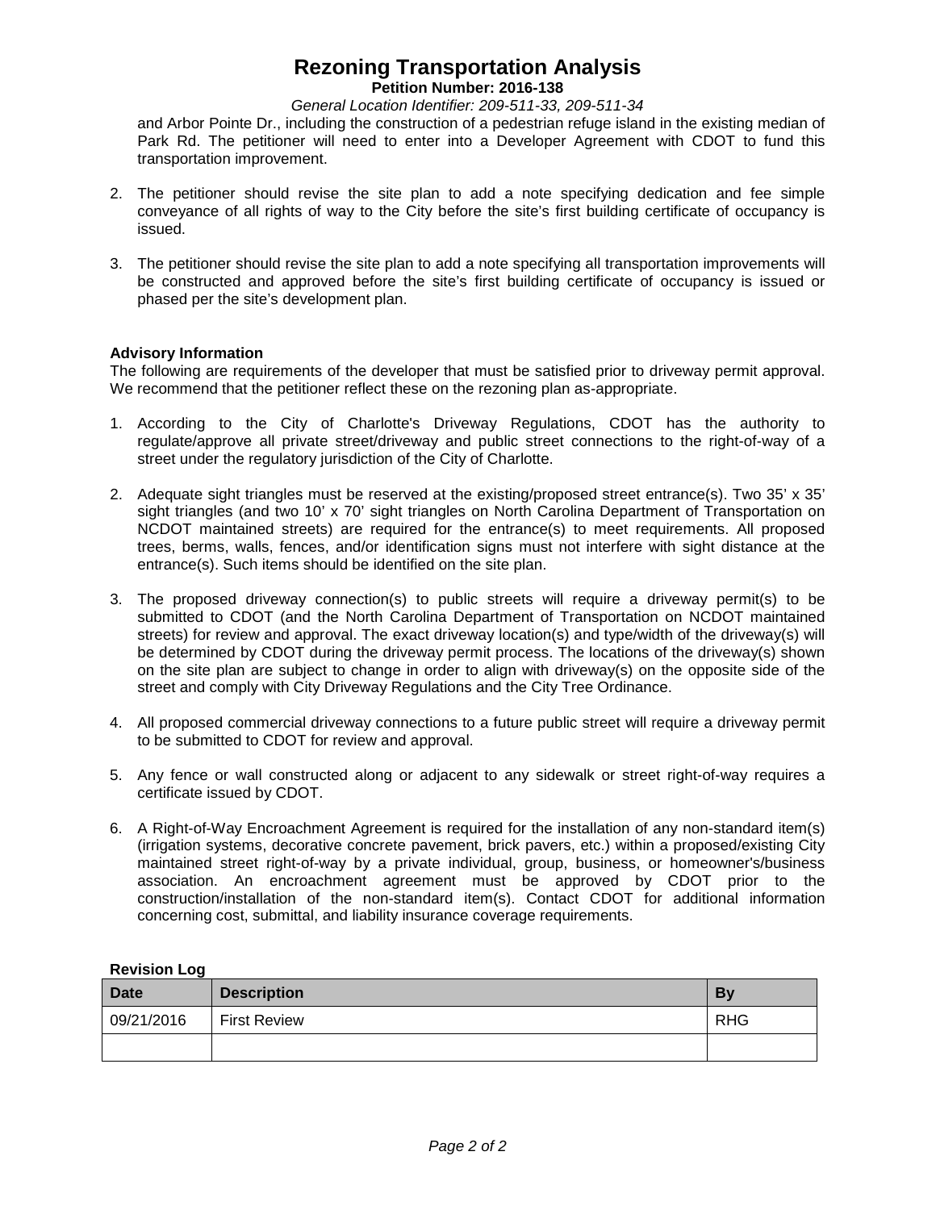and Arbor Pointe Dr., including the construction of a pedestrian refuge island in the existing median of Park Rd. The petitioner will need to enter into a Developer Agreement with CDOT to fund this transportation improvement.

2. The petitioner should revise the site plan to add a note specifying dedication and fee simple conveyance of all rights of way to the City before the site's first building certificate of occupancy is issued.

3. The petitioner should revise the site plan to add a note specifying all transportation improvements will be constructed and approved before the site's first building certificate of occupancy is issued or phased per the site's development plan.

**Advisory Information**

The following are requirements of the developer that must be satisfied prior to driveway permit approval. We recommend that the petitioner reflect these on the rezoning plan as-appropriate.

1. According to the City of Charlotte's Driveway Regulations, CDOT has the authority to regulate/approve all private street/driveway and public street connections to the right-of-way of a street under the regulatory jurisdiction of the City of Charlotte.

2. Adequate sight triangles must be reserved at the existing/proposed street entrance(s). Two 35' x 35' sight triangles (and two 10' x 70' sight triangles on North Carolina Department of Transportation on NCDOT maintained streets) are required for the entrance(s) to meet requirements. All proposed trees, berms, walls, fences, and/or identification signs must not interfere with sight distance at the entrance(s). Such items should be identified on the site plan.

3. The proposed driveway connection(s) to public streets will require a driveway permit(s) to be submitted to CDOT (and the North Carolina Department of Transportation on NCDOT maintained streets) for review and approval. The exact driveway location(s) and type/width of the driveway(s) will be determined by CDOT during the driveway permit process. The locations of the driveway(s) shown on the site plan are subject to change in order to align with driveway(s) on the opposite side of the street and comply with City Driveway Regulations and the City Tree Ordinance.

4. All proposed commercial driveway connections to a future public street will require a driveway permit to be submitted to CDOT for review and approval.

5. Any fence or wall constructed along or adjacent to any sidewalk or street right-of-way requires a certificate issued by CDOT.

6. A Right-of-Way Encroachment Agreement is required for the installation of any non-standard item(s) (irrigation systems, decorative concrete pavement, brick pavers, etc.) within a proposed/existing City maintained street right-of-way by a private individual, group, business, or homeowner's/business association. An encroachment agreement must be approved by CDOT prior to the construction/installation of the non-standard item(s). Contact CDOT for additional information concerning cost, submittal, and liability insurance coverage requirements.

**Revision Log**

| Date | Description | By |
|---|---|---|
| 09/21/2016 | First Review | RHG |
| | | |